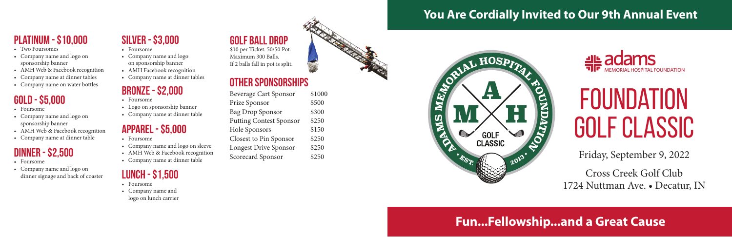## You Are Cordially Invited to Our 9th Annual Event

adams MEMORIAL HOSPITAL FOUNDATION

ADAMS MEMORIAL HOSPITAL FOUNDATION · A M H · GOLF CLASSIC · EST. 2013

# FOUNDATION GOLF CLASSIC

Friday, September 9, 2022

Cross Creek Golf Club
1724 Nuttman Ave. • Decatur, IN

## Fun...Fellowship...and a Great Cause

## PLATINUM - $10,000

- Two Foursomes
- Company name and logo on sponsorship banner
- AMH Web & Facebook recognition
- Company name at dinner tables
- Company name on water bottles

## GOLD - $5,000

- Foursome
- Company name and logo on sponsorship banner
- AMH Web & Facebook recognition
- Company name at dinner table

## DINNER - $2,500

- Foursome
- Company name and logo on dinner signage and back of coaster

## SILVER - $3,000

- Foursome
- Company name and logo on sponsorship banner
- AMH Facebook recognition
- Company name at dinner tables

## BRONZE - $2,000

- Foursome
- Logo on sponsorship banner
- Company name at dinner table

## APPAREL - $5,000

- Foursome
- Company name and logo on sleeve
- AMH Web & Facebook recognition
- Company name at dinner table

## LUNCH - $1,500

- Foursome
- Company name and logo on lunch carrier

## GOLF BALL DROP

$10 per Ticket. 50/50 Pot.
Maximum 300 Balls.
If 2 balls fall in pot is split.

## OTHER SPONSORSHIPS

| | |
|---|---|
| Beverage Cart Sponsor | $1000 |
| Prize Sponsor | $500 |
| Bag Drop Sponsor | $300 |
| Putting Contest Sponsor | $250 |
| Hole Sponsors | $150 |
| Closest to Pin Sponsor | $250 |
| Longest Drive Sponsor | $250 |
| Scorecard Sponsor | $250 |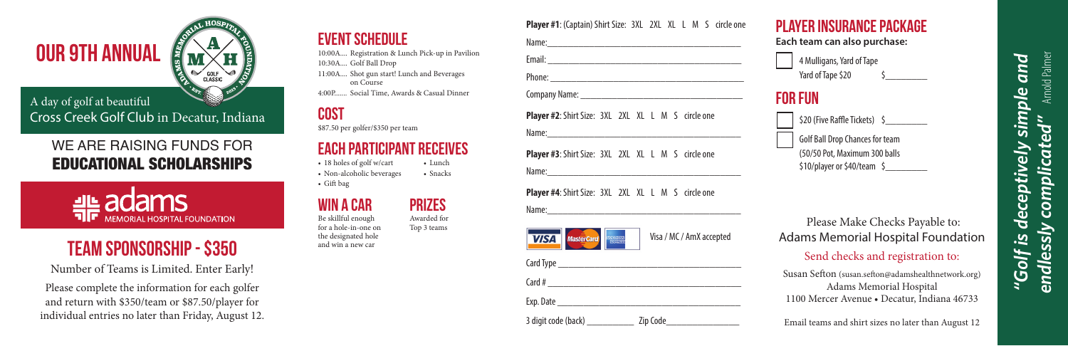# OUR 9TH ANNUAL

A day of golf at beautiful
Cross Creek Golf Club in Decatur, Indiana

## WE ARE RAISING FUNDS FOR EDUCATIONAL SCHOLARSHIPS

adams MEMORIAL HOSPITAL FOUNDATION

## TEAM SPONSORSHIP - $350

Number of Teams is Limited. Enter Early!

Please complete the information for each golfer and return with $350/team or $87.50/player for individual entries no later than Friday, August 12.

## EVENT SCHEDULE

10:00A.... Registration & Lunch Pick-up in Pavilion
10:30A.... Golf Ball Drop
11:00A.... Shot gun start! Lunch and Beverages on Course
4:00P....... Social Time, Awards & Casual Dinner

## COST

$87.50 per golfer/$350 per team

## EACH PARTICIPANT RECEIVES

- 18 holes of golf w/cart
- Non-alcoholic beverages
- Gift bag
- Lunch
- Snacks

## WIN A CAR

Be skillful enough for a hole-in-one on the designated hole and win a new car

## PRIZES

Awarded for Top 3 teams

**Player #1**: (Captain) Shirt Size: 3XL 2XL XL L M S circle one

Name:\_\_\_\_\_\_\_\_\_\_\_\_\_\_\_\_\_\_\_\_\_\_\_\_\_\_\_\_

Email: \_\_\_\_\_\_\_\_\_\_\_\_\_\_\_\_\_\_\_\_\_\_\_\_\_\_\_\_

Phone: \_\_\_\_\_\_\_\_\_\_\_\_\_\_\_\_\_\_\_\_\_\_\_\_\_\_\_\_

Company Name: \_\_\_\_\_\_\_\_\_\_\_\_\_\_\_\_\_\_\_\_\_\_

**Player #2**: Shirt Size: 3XL 2XL XL L M S circle one

Name:\_\_\_\_\_\_\_\_\_\_\_\_\_\_\_\_\_\_\_\_\_\_\_\_\_\_\_\_

**Player #3**: Shirt Size: 3XL 2XL XL L M S circle one

Name:\_\_\_\_\_\_\_\_\_\_\_\_\_\_\_\_\_\_\_\_\_\_\_\_\_\_\_\_

**Player #4**: Shirt Size: 3XL 2XL XL L M S circle one

Name:\_\_\_\_\_\_\_\_\_\_\_\_\_\_\_\_\_\_\_\_\_\_\_\_\_\_\_\_

Visa / MC / AmX accepted

Card Type \_\_\_\_\_\_\_\_\_\_\_\_\_\_\_\_\_\_\_\_\_\_\_\_\_\_

Card # \_\_\_\_\_\_\_\_\_\_\_\_\_\_\_\_\_\_\_\_\_\_\_\_\_\_\_\_

Exp. Date \_\_\_\_\_\_\_\_\_\_\_\_\_\_\_\_\_\_\_\_\_\_\_\_\_\_

3 digit code (back) \_\_\_\_\_\_\_\_\_\_ Zip Code\_\_\_\_\_\_\_\_\_\_\_\_

## PLAYER INSURANCE PACKAGE

**Each team can also purchase:**

☐ 4 Mulligans, Yard of Tape
Yard of Tape $20 $\_\_\_\_\_\_\_\_\_

## FOR FUN

☐ $20 (Five Raffle Tickets) $\_\_\_\_\_\_\_\_\_

☐ Golf Ball Drop Chances for team (50/50 Pot, Maximum 300 balls $10/player or $40/team $\_\_\_\_\_\_\_\_\_

Please Make Checks Payable to:
Adams Memorial Hospital Foundation

Send checks and registration to:

Susan Sefton (susan.sefton@adamshealthnetwork.org)
Adams Memorial Hospital
1100 Mercer Avenue • Decatur, Indiana 46733

Email teams and shirt sizes no later than August 12

*"Golf is deceptively simple and endlessly complicated"* Arnold Palmer